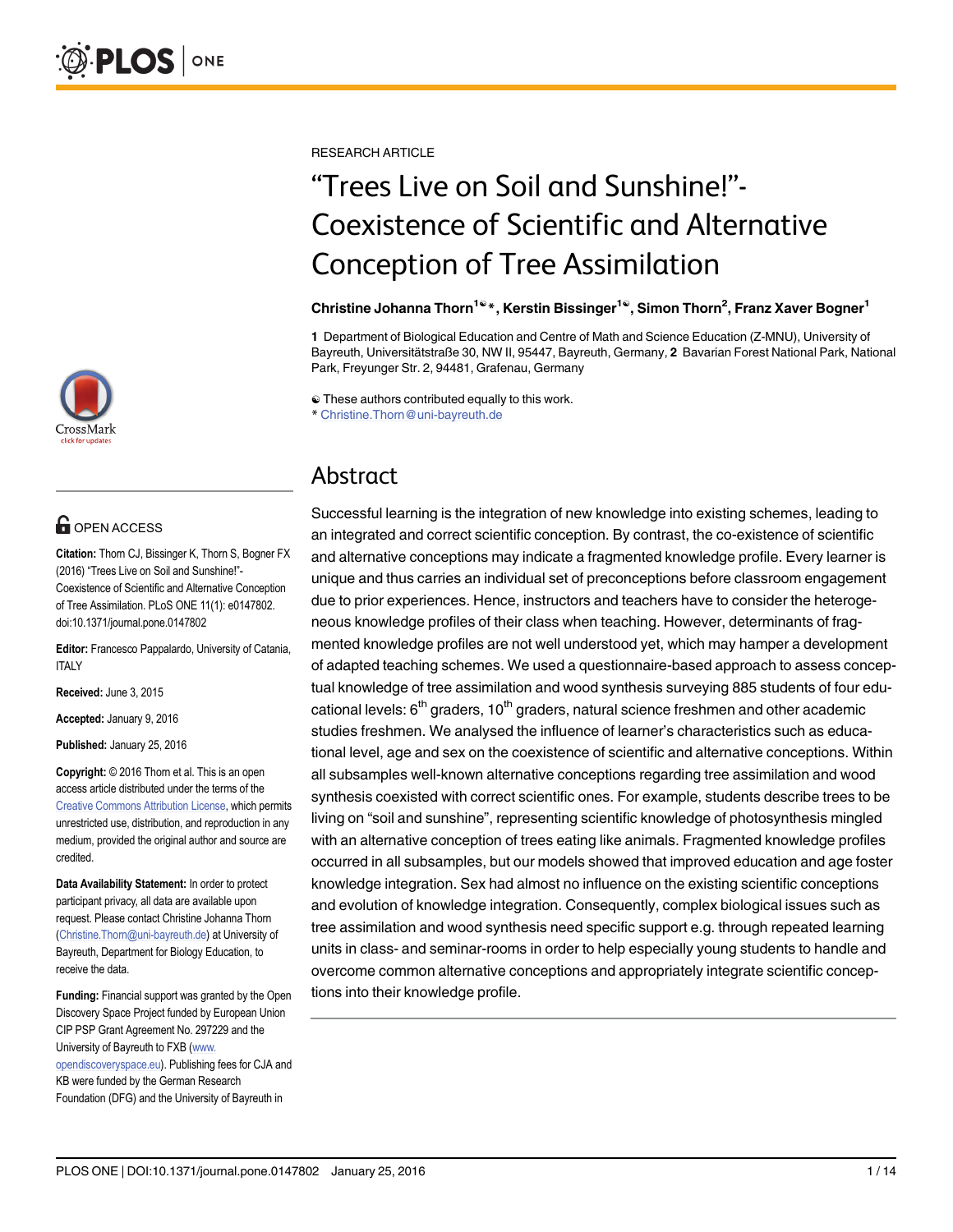RESEARCH ARTICLE

# "Trees Live on Soil and Sunshine!"- Coexistence of Scientific and Alternative Conception of Tree Assimilation

**Christine Johanna Thorn[1☯]*, Kerstin Bissinger[1☯], Simon Thorn[2], Franz Xaver Bogner[1]**

**1** Department of Biological Education and Centre of Math and Science Education (Z-MNU), University of Bayreuth, Universitätstraße 30, NW II, 95447, Bayreuth, Germany, **2** Bavarian Forest National Park, National Park, Freyunger Str. 2, 94481, Grafenau, Germany

☯ These authors contributed equally to this work.
* Christine.Thorn@uni-bayreuth.de

## Abstract

Successful learning is the integration of new knowledge into existing schemes, leading to an integrated and correct scientific conception. By contrast, the co-existence of scientific and alternative conceptions may indicate a fragmented knowledge profile. Every learner is unique and thus carries an individual set of preconceptions before classroom engagement due to prior experiences. Hence, instructors and teachers have to consider the heterogeneous knowledge profiles of their class when teaching. However, determinants of fragmented knowledge profiles are not well understood yet, which may hamper a development of adapted teaching schemes. We used a questionnaire-based approach to assess conceptual knowledge of tree assimilation and wood synthesis surveying 885 students of four educational levels: 6th graders, 10th graders, natural science freshmen and other academic studies freshmen. We analysed the influence of learner's characteristics such as educational level, age and sex on the coexistence of scientific and alternative conceptions. Within all subsamples well-known alternative conceptions regarding tree assimilation and wood synthesis coexisted with correct scientific ones. For example, students describe trees to be living on "soil and sunshine", representing scientific knowledge of photosynthesis mingled with an alternative conception of trees eating like animals. Fragmented knowledge profiles occurred in all subsamples, but our models showed that improved education and age foster knowledge integration. Sex had almost no influence on the existing scientific conceptions and evolution of knowledge integration. Consequently, complex biological issues such as tree assimilation and wood synthesis need specific support e.g. through repeated learning units in class- and seminar-rooms in order to help especially young students to handle and overcome common alternative conceptions and appropriately integrate scientific conceptions into their knowledge profile.

OPEN ACCESS

**Citation:** Thorn CJ, Bissinger K, Thorn S, Bogner FX (2016) "Trees Live on Soil and Sunshine!"- Coexistence of Scientific and Alternative Conception of Tree Assimilation. PLoS ONE 11(1): e0147802. doi:10.1371/journal.pone.0147802

**Editor:** Francesco Pappalardo, University of Catania, ITALY

**Received:** June 3, 2015

**Accepted:** January 9, 2016

**Published:** January 25, 2016

**Copyright:** © 2016 Thorn et al. This is an open access article distributed under the terms of the Creative Commons Attribution License, which permits unrestricted use, distribution, and reproduction in any medium, provided the original author and source are credited.

**Data Availability Statement:** In order to protect participant privacy, all data are available upon request. Please contact Christine Johanna Thorn (Christine.Thorn@uni-bayreuth.de) at University of Bayreuth, Department for Biology Education, to receive the data.

**Funding:** Financial support was granted by the Open Discovery Space Project funded by European Union CIP PSP Grant Agreement No. 297229 and the University of Bayreuth to FXB (www.opendiscoveryspace.eu). Publishing fees for CJA and KB were funded by the German Research Foundation (DFG) and the University of Bayreuth in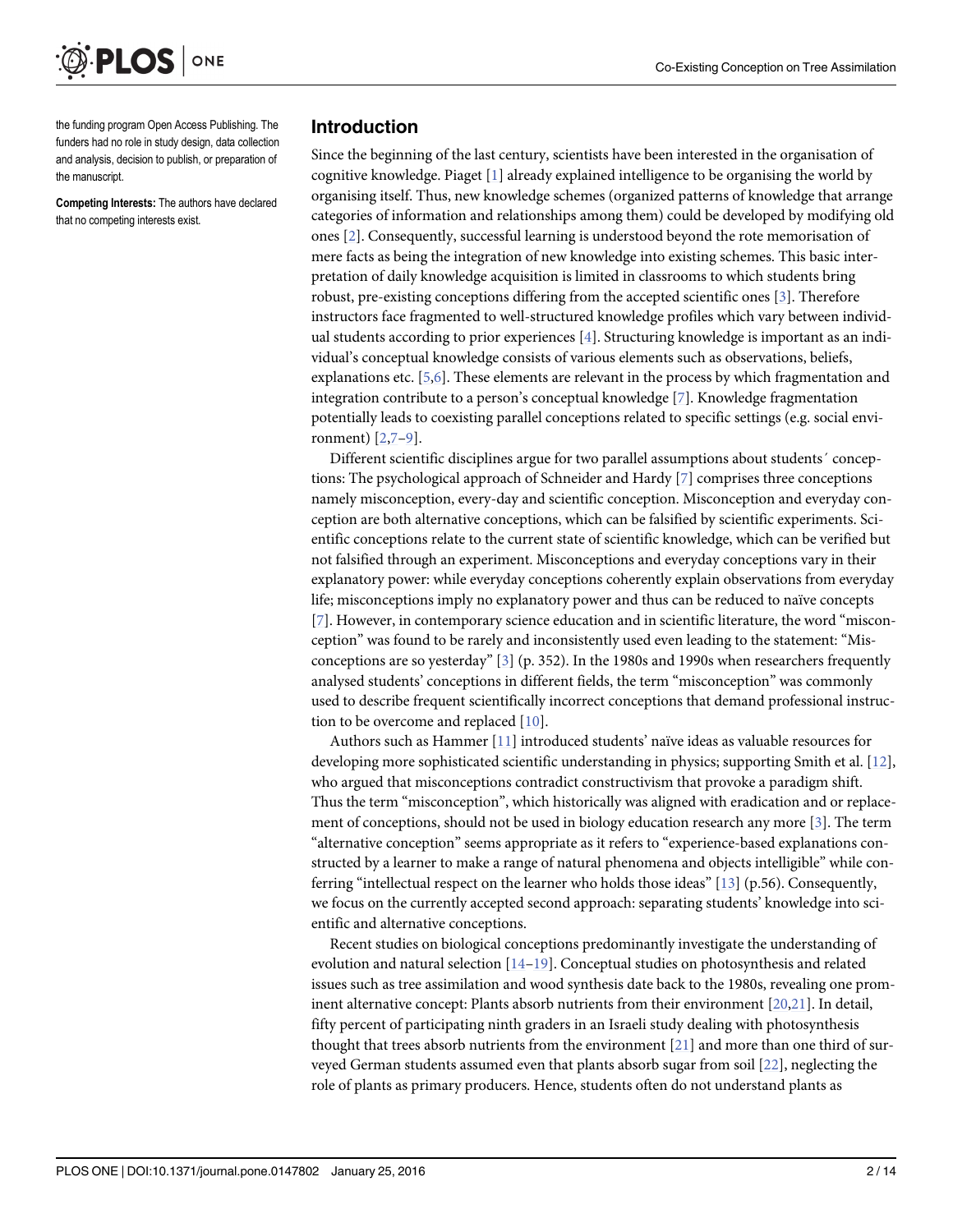the funding program Open Access Publishing. The funders had no role in study design, data collection and analysis, decision to publish, or preparation of the manuscript.

**Competing Interests:** The authors have declared that no competing interests exist.

## Introduction

Since the beginning of the last century, scientists have been interested in the organisation of cognitive knowledge. Piaget [1] already explained intelligence to be organising the world by organising itself. Thus, new knowledge schemes (organized patterns of knowledge that arrange categories of information and relationships among them) could be developed by modifying old ones [2]. Consequently, successful learning is understood beyond the rote memorisation of mere facts as being the integration of new knowledge into existing schemes. This basic interpretation of daily knowledge acquisition is limited in classrooms to which students bring robust, pre-existing conceptions differing from the accepted scientific ones [3]. Therefore instructors face fragmented to well-structured knowledge profiles which vary between individual students according to prior experiences [4]. Structuring knowledge is important as an individual's conceptual knowledge consists of various elements such as observations, beliefs, explanations etc. [5,6]. These elements are relevant in the process by which fragmentation and integration contribute to a person's conceptual knowledge [7]. Knowledge fragmentation potentially leads to coexisting parallel conceptions related to specific settings (e.g. social environment) [2,7–9].

Different scientific disciplines argue for two parallel assumptions about students´ conceptions: The psychological approach of Schneider and Hardy [7] comprises three conceptions namely misconception, every-day and scientific conception. Misconception and everyday conception are both alternative conceptions, which can be falsified by scientific experiments. Scientific conceptions relate to the current state of scientific knowledge, which can be verified but not falsified through an experiment. Misconceptions and everyday conceptions vary in their explanatory power: while everyday conceptions coherently explain observations from everyday life; misconceptions imply no explanatory power and thus can be reduced to naïve concepts [7]. However, in contemporary science education and in scientific literature, the word "misconception" was found to be rarely and inconsistently used even leading to the statement: "Misconceptions are so yesterday" [3] (p. 352). In the 1980s and 1990s when researchers frequently analysed students' conceptions in different fields, the term "misconception" was commonly used to describe frequent scientifically incorrect conceptions that demand professional instruction to be overcome and replaced [10].

Authors such as Hammer [11] introduced students' naïve ideas as valuable resources for developing more sophisticated scientific understanding in physics; supporting Smith et al. [12], who argued that misconceptions contradict constructivism that provoke a paradigm shift. Thus the term "misconception", which historically was aligned with eradication and or replacement of conceptions, should not be used in biology education research any more [3]. The term "alternative conception" seems appropriate as it refers to "experience-based explanations constructed by a learner to make a range of natural phenomena and objects intelligible" while conferring "intellectual respect on the learner who holds those ideas" [13] (p.56). Consequently, we focus on the currently accepted second approach: separating students' knowledge into scientific and alternative conceptions.

Recent studies on biological conceptions predominantly investigate the understanding of evolution and natural selection [14–19]. Conceptual studies on photosynthesis and related issues such as tree assimilation and wood synthesis date back to the 1980s, revealing one prominent alternative concept: Plants absorb nutrients from their environment [20,21]. In detail, fifty percent of participating ninth graders in an Israeli study dealing with photosynthesis thought that trees absorb nutrients from the environment [21] and more than one third of surveyed German students assumed even that plants absorb sugar from soil [22], neglecting the role of plants as primary producers. Hence, students often do not understand plants as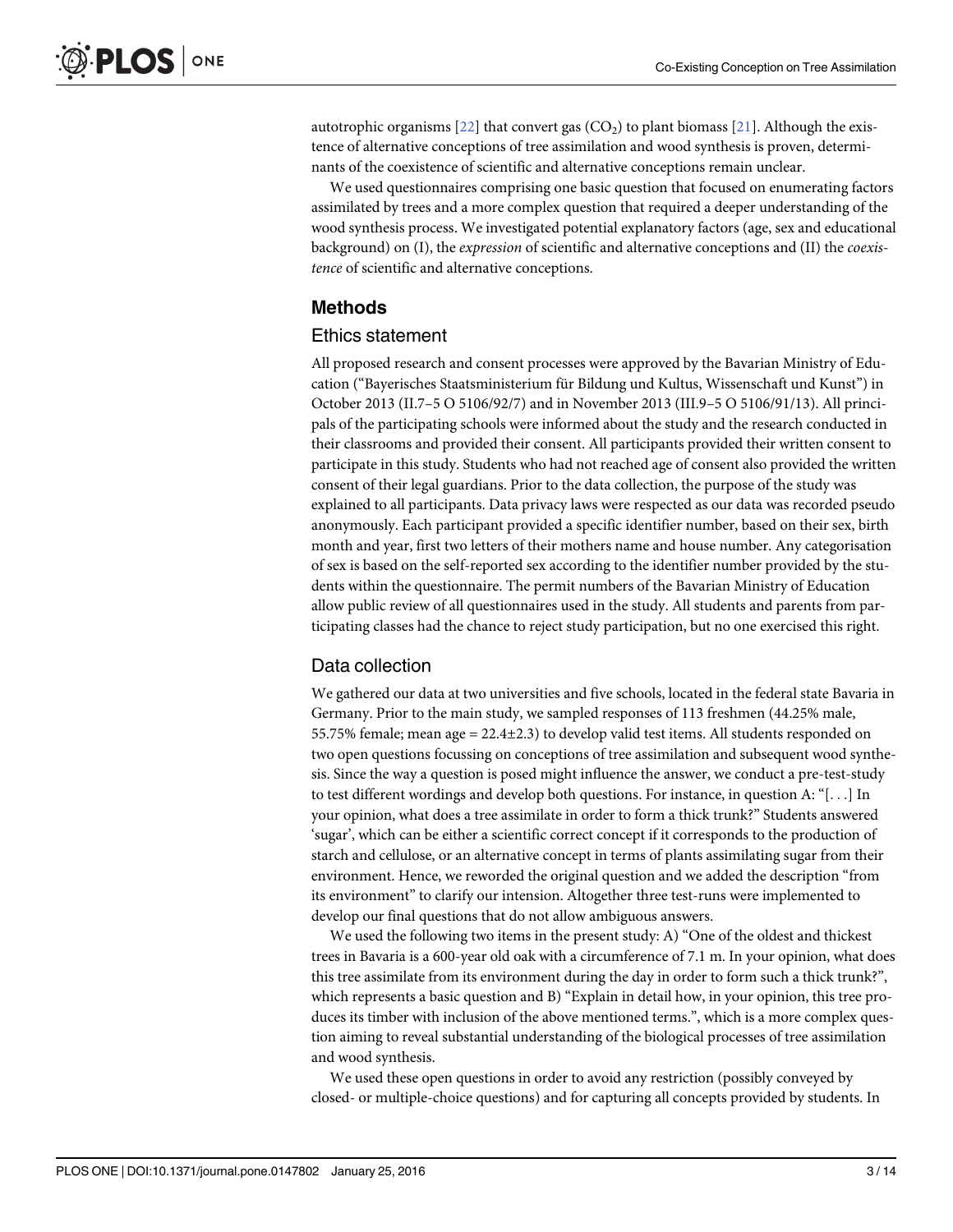autotrophic organisms [22] that convert gas ($CO_2$) to plant biomass [21]. Although the existence of alternative conceptions of tree assimilation and wood synthesis is proven, determinants of the coexistence of scientific and alternative conceptions remain unclear.

We used questionnaires comprising one basic question that focused on enumerating factors assimilated by trees and a more complex question that required a deeper understanding of the wood synthesis process. We investigated potential explanatory factors (age, sex and educational background) on (I), the *expression* of scientific and alternative conceptions and (II) the *coexistence* of scientific and alternative conceptions.

## Methods

### Ethics statement

All proposed research and consent processes were approved by the Bavarian Ministry of Education ("Bayerisches Staatsministerium für Bildung und Kultus, Wissenschaft und Kunst") in October 2013 (II.7–5 O 5106/92/7) and in November 2013 (III.9–5 O 5106/91/13). All principals of the participating schools were informed about the study and the research conducted in their classrooms and provided their consent. All participants provided their written consent to participate in this study. Students who had not reached age of consent also provided the written consent of their legal guardians. Prior to the data collection, the purpose of the study was explained to all participants. Data privacy laws were respected as our data was recorded pseudo anonymously. Each participant provided a specific identifier number, based on their sex, birth month and year, first two letters of their mothers name and house number. Any categorisation of sex is based on the self-reported sex according to the identifier number provided by the students within the questionnaire. The permit numbers of the Bavarian Ministry of Education allow public review of all questionnaires used in the study. All students and parents from participating classes had the chance to reject study participation, but no one exercised this right.

### Data collection

We gathered our data at two universities and five schools, located in the federal state Bavaria in Germany. Prior to the main study, we sampled responses of 113 freshmen (44.25% male, 55.75% female; mean age = 22.4±2.3) to develop valid test items. All students responded on two open questions focussing on conceptions of tree assimilation and subsequent wood synthesis. Since the way a question is posed might influence the answer, we conduct a pre-test-study to test different wordings and develop both questions. For instance, in question A: "[. . .] In your opinion, what does a tree assimilate in order to form a thick trunk?" Students answered 'sugar', which can be either a scientific correct concept if it corresponds to the production of starch and cellulose, or an alternative concept in terms of plants assimilating sugar from their environment. Hence, we reworded the original question and we added the description "from its environment" to clarify our intension. Altogether three test-runs were implemented to develop our final questions that do not allow ambiguous answers.

We used the following two items in the present study: A) "One of the oldest and thickest trees in Bavaria is a 600-year old oak with a circumference of 7.1 m. In your opinion, what does this tree assimilate from its environment during the day in order to form such a thick trunk?", which represents a basic question and B) "Explain in detail how, in your opinion, this tree produces its timber with inclusion of the above mentioned terms.", which is a more complex question aiming to reveal substantial understanding of the biological processes of tree assimilation and wood synthesis.

We used these open questions in order to avoid any restriction (possibly conveyed by closed- or multiple-choice questions) and for capturing all concepts provided by students. In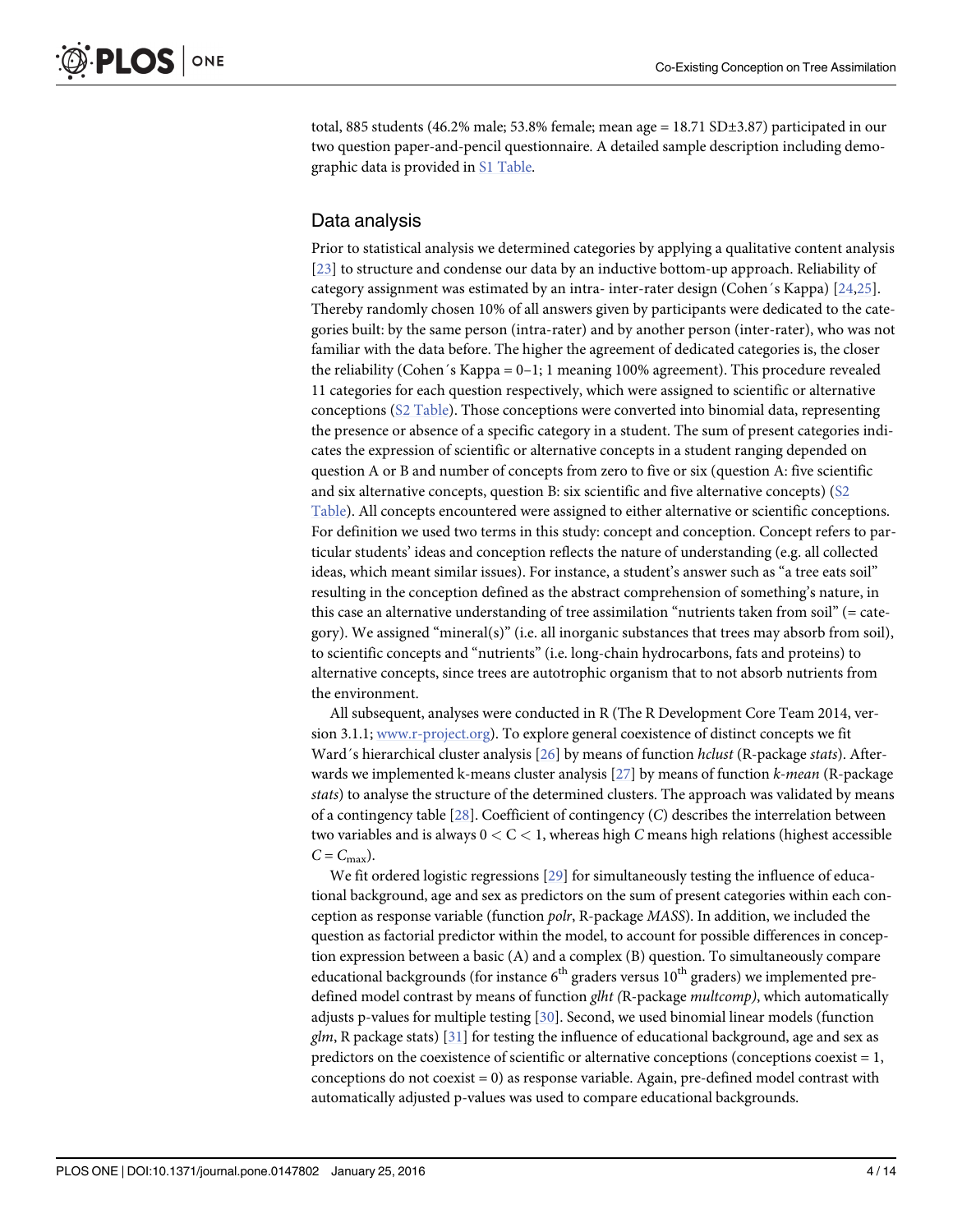total, 885 students (46.2% male; 53.8% female; mean age = 18.71 SD±3.87) participated in our two question paper-and-pencil questionnaire. A detailed sample description including demographic data is provided in S1 Table.

## Data analysis

Prior to statistical analysis we determined categories by applying a qualitative content analysis [23] to structure and condense our data by an inductive bottom-up approach. Reliability of category assignment was estimated by an intra- inter-rater design (Cohen´s Kappa) [24,25]. Thereby randomly chosen 10% of all answers given by participants were dedicated to the categories built: by the same person (intra-rater) and by another person (inter-rater), who was not familiar with the data before. The higher the agreement of dedicated categories is, the closer the reliability (Cohen´s Kappa = 0–1; 1 meaning 100% agreement). This procedure revealed 11 categories for each question respectively, which were assigned to scientific or alternative conceptions (S2 Table). Those conceptions were converted into binomial data, representing the presence or absence of a specific category in a student. The sum of present categories indicates the expression of scientific or alternative concepts in a student ranging depended on question A or B and number of concepts from zero to five or six (question A: five scientific and six alternative concepts, question B: six scientific and five alternative concepts) (S2 Table). All concepts encountered were assigned to either alternative or scientific conceptions. For definition we used two terms in this study: concept and conception. Concept refers to particular students' ideas and conception reflects the nature of understanding (e.g. all collected ideas, which meant similar issues). For instance, a student's answer such as "a tree eats soil" resulting in the conception defined as the abstract comprehension of something's nature, in this case an alternative understanding of tree assimilation "nutrients taken from soil" (= category). We assigned "mineral(s)" (i.e. all inorganic substances that trees may absorb from soil), to scientific concepts and "nutrients" (i.e. long-chain hydrocarbons, fats and proteins) to alternative concepts, since trees are autotrophic organism that to not absorb nutrients from the environment.

All subsequent, analyses were conducted in R (The R Development Core Team 2014, version 3.1.1; www.r-project.org). To explore general coexistence of distinct concepts we fit Ward´s hierarchical cluster analysis [26] by means of function *hclust* (R-package *stats*). Afterwards we implemented k-means cluster analysis [27] by means of function *k-mean* (R-package *stats*) to analyse the structure of the determined clusters. The approach was validated by means of a contingency table [28]. Coefficient of contingency ($C$) describes the interrelation between two variables and is always $0 < C < 1$, whereas high $C$ means high relations (highest accessible $C = C_{max}$).

We fit ordered logistic regressions [29] for simultaneously testing the influence of educational background, age and sex as predictors on the sum of present categories within each conception as response variable (function *polr*, R-package *MASS*). In addition, we included the question as factorial predictor within the model, to account for possible differences in conception expression between a basic (A) and a complex (B) question. To simultaneously compare educational backgrounds (for instance $6^{th}$ graders versus $10^{th}$ graders) we implemented predefined model contrast by means of function *glht (*R-package *multcomp)*, which automatically adjusts p-values for multiple testing [30]. Second, we used binomial linear models (function *glm*, R package stats) [31] for testing the influence of educational background, age and sex as predictors on the coexistence of scientific or alternative conceptions (conceptions coexist = 1, conceptions do not coexist = 0) as response variable. Again, pre-defined model contrast with automatically adjusted p-values was used to compare educational backgrounds.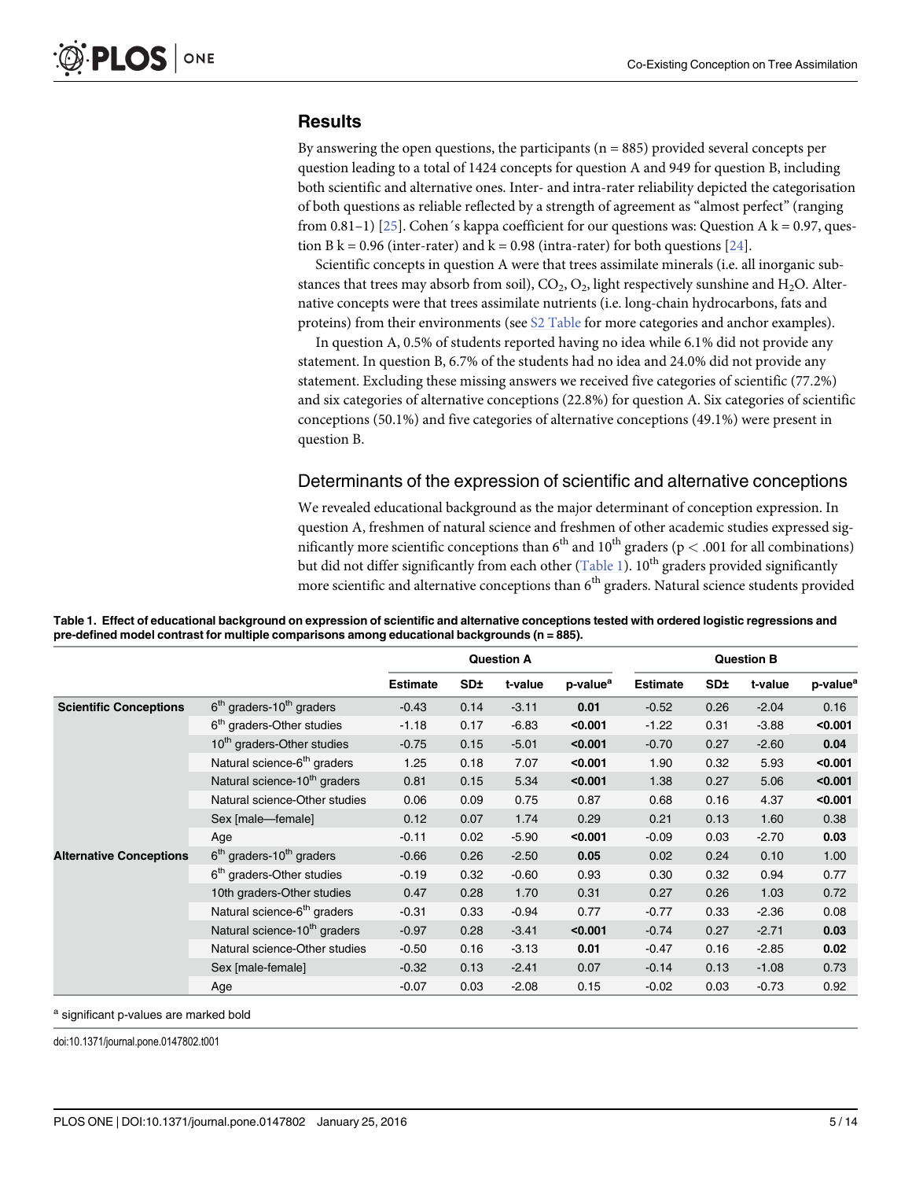## Results

By answering the open questions, the participants (n = 885) provided several concepts per question leading to a total of 1424 concepts for question A and 949 for question B, including both scientific and alternative ones. Inter- and intra-rater reliability depicted the categorisation of both questions as reliable reflected by a strength of agreement as "almost perfect" (ranging from 0.81–1) [25]. Cohen´s kappa coefficient for our questions was: Question A k = 0.97, question B k = 0.96 (inter-rater) and k = 0.98 (intra-rater) for both questions [24].

Scientific concepts in question A were that trees assimilate minerals (i.e. all inorganic substances that trees may absorb from soil), $CO_2$, $O_2$, light respectively sunshine and $H_2O$. Alternative concepts were that trees assimilate nutrients (i.e. long-chain hydrocarbons, fats and proteins) from their environments (see S2 Table for more categories and anchor examples).

In question A, 0.5% of students reported having no idea while 6.1% did not provide any statement. In question B, 6.7% of the students had no idea and 24.0% did not provide any statement. Excluding these missing answers we received five categories of scientific (77.2%) and six categories of alternative conceptions (22.8%) for question A. Six categories of scientific conceptions (50.1%) and five categories of alternative conceptions (49.1%) were present in question B.

### Determinants of the expression of scientific and alternative conceptions

We revealed educational background as the major determinant of conception expression. In question A, freshmen of natural science and freshmen of other academic studies expressed significantly more scientific conceptions than 6th and 10th graders ($p < .001$ for all combinations) but did not differ significantly from each other (Table 1). 10th graders provided significantly more scientific and alternative conceptions than 6th graders. Natural science students provided

**Table 1. Effect of educational background on expression of scientific and alternative conceptions tested with ordered logistic regressions and pre-defined model contrast for multiple comparisons among educational backgrounds (n = 885).**

| | | Question A | | | | Question B | | | |
|---|---|---|---|---|---|---|---|---|---|
| | | Estimate | SD± | t-value | p-value[a] | Estimate | SD± | t-value | p-value[a] |
| **Scientific Conceptions** | 6th graders-10th graders | -0.43 | 0.14 | -3.11 | **0.01** | -0.52 | 0.26 | -2.04 | 0.16 |
| | 6th graders-Other studies | -1.18 | 0.17 | -6.83 | **<0.001** | -1.22 | 0.31 | -3.88 | **<0.001** |
| | 10th graders-Other studies | -0.75 | 0.15 | -5.01 | **<0.001** | -0.70 | 0.27 | -2.60 | **0.04** |
| | Natural science-6th graders | 1.25 | 0.18 | 7.07 | **<0.001** | 1.90 | 0.32 | 5.93 | **<0.001** |
| | Natural science-10th graders | 0.81 | 0.15 | 5.34 | **<0.001** | 1.38 | 0.27 | 5.06 | **<0.001** |
| | Natural science-Other studies | 0.06 | 0.09 | 0.75 | 0.87 | 0.68 | 0.16 | 4.37 | **<0.001** |
| | Sex [male—female] | 0.12 | 0.07 | 1.74 | 0.29 | 0.21 | 0.13 | 1.60 | 0.38 |
| | Age | -0.11 | 0.02 | -5.90 | **<0.001** | -0.09 | 0.03 | -2.70 | **0.03** |
| **Alternative Conceptions** | 6th graders-10th graders | -0.66 | 0.26 | -2.50 | **0.05** | 0.02 | 0.24 | 0.10 | 1.00 |
| | 6th graders-Other studies | -0.19 | 0.32 | -0.60 | 0.93 | 0.30 | 0.32 | 0.94 | 0.77 |
| | 10th graders-Other studies | 0.47 | 0.28 | 1.70 | 0.31 | 0.27 | 0.26 | 1.03 | 0.72 |
| | Natural science-6th graders | -0.31 | 0.33 | -0.94 | 0.77 | -0.77 | 0.33 | -2.36 | 0.08 |
| | Natural science-10th graders | -0.97 | 0.28 | -3.41 | **<0.001** | -0.74 | 0.27 | -2.71 | **0.03** |
| | Natural science-Other studies | -0.50 | 0.16 | -3.13 | **0.01** | -0.47 | 0.16 | -2.85 | **0.02** |
| | Sex [male-female] | -0.32 | 0.13 | -2.41 | 0.07 | -0.14 | 0.13 | -1.08 | 0.73 |
| | Age | -0.07 | 0.03 | -2.08 | 0.15 | -0.02 | 0.03 | -0.73 | 0.92 |

[a] significant p-values are marked bold

doi:10.1371/journal.pone.0147802.t001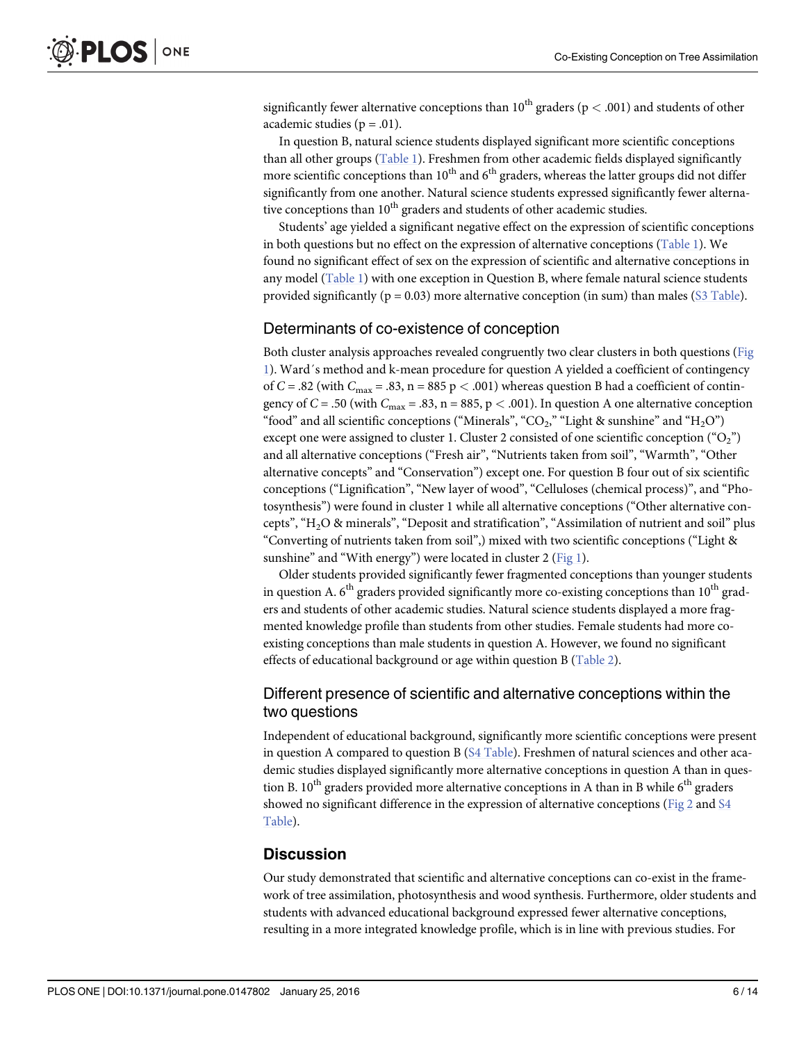significantly fewer alternative conceptions than 10[th] graders ($p < .001$) and students of other academic studies ($p = .01$).

In question B, natural science students displayed significant more scientific conceptions than all other groups (Table 1). Freshmen from other academic fields displayed significantly more scientific conceptions than 10[th] and 6[th] graders, whereas the latter groups did not differ significantly from one another. Natural science students expressed significantly fewer alternative conceptions than 10[th] graders and students of other academic studies.

Students' age yielded a significant negative effect on the expression of scientific conceptions in both questions but no effect on the expression of alternative conceptions (Table 1). We found no significant effect of sex on the expression of scientific and alternative conceptions in any model (Table 1) with one exception in Question B, where female natural science students provided significantly ($p = 0.03$) more alternative conception (in sum) than males (S3 Table).

## Determinants of co-existence of conception

Both cluster analysis approaches revealed congruently two clear clusters in both questions (Fig 1). Ward´s method and k-mean procedure for question A yielded a coefficient of contingency of $C = .82$ (with $C_{max} = .83$, $n = 885$ $p < .001$) whereas question B had a coefficient of contingency of $C = .50$ (with $C_{max} = .83$, $n = 885$, $p < .001$). In question A one alternative conception "food" and all scientific conceptions ("Minerals", "$CO_2$," "Light & sunshine" and "$H_2O$") except one were assigned to cluster 1. Cluster 2 consisted of one scientific conception ("$O_2$") and all alternative conceptions ("Fresh air", "Nutrients taken from soil", "Warmth", "Other alternative concepts" and "Conservation") except one. For question B four out of six scientific conceptions ("Lignification", "New layer of wood", "Celluloses (chemical process)", and "Photosynthesis") were found in cluster 1 while all alternative conceptions ("Other alternative concepts", "$H_2O$ & minerals", "Deposit and stratification", "Assimilation of nutrient and soil" plus "Converting of nutrients taken from soil",) mixed with two scientific conceptions ("Light & sunshine" and "With energy") were located in cluster 2 (Fig 1).

Older students provided significantly fewer fragmented conceptions than younger students in question A. 6[th] graders provided significantly more co-existing conceptions than 10[th] graders and students of other academic studies. Natural science students displayed a more fragmented knowledge profile than students from other studies. Female students had more co-existing conceptions than male students in question A. However, we found no significant effects of educational background or age within question B (Table 2).

## Different presence of scientific and alternative conceptions within the two questions

Independent of educational background, significantly more scientific conceptions were present in question A compared to question B (S4 Table). Freshmen of natural sciences and other academic studies displayed significantly more alternative conceptions in question A than in question B. 10[th] graders provided more alternative conceptions in A than in B while 6[th] graders showed no significant difference in the expression of alternative conceptions (Fig 2 and S4 Table).

# Discussion

Our study demonstrated that scientific and alternative conceptions can co-exist in the framework of tree assimilation, photosynthesis and wood synthesis. Furthermore, older students and students with advanced educational background expressed fewer alternative conceptions, resulting in a more integrated knowledge profile, which is in line with previous studies. For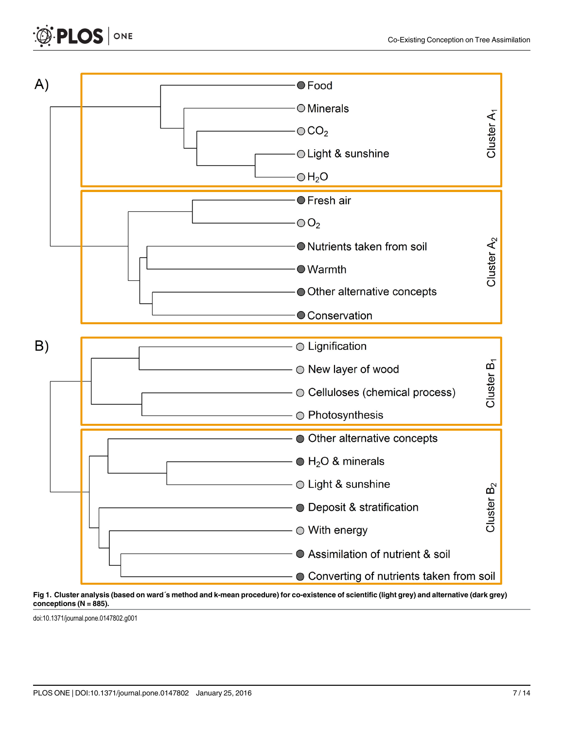**Fig 1. Cluster analysis (based on ward´s method and k-mean procedure) for co-existence of scientific (light grey) and alternative (dark grey) conceptions (N = 885).**

doi:10.1371/journal.pone.0147802.g001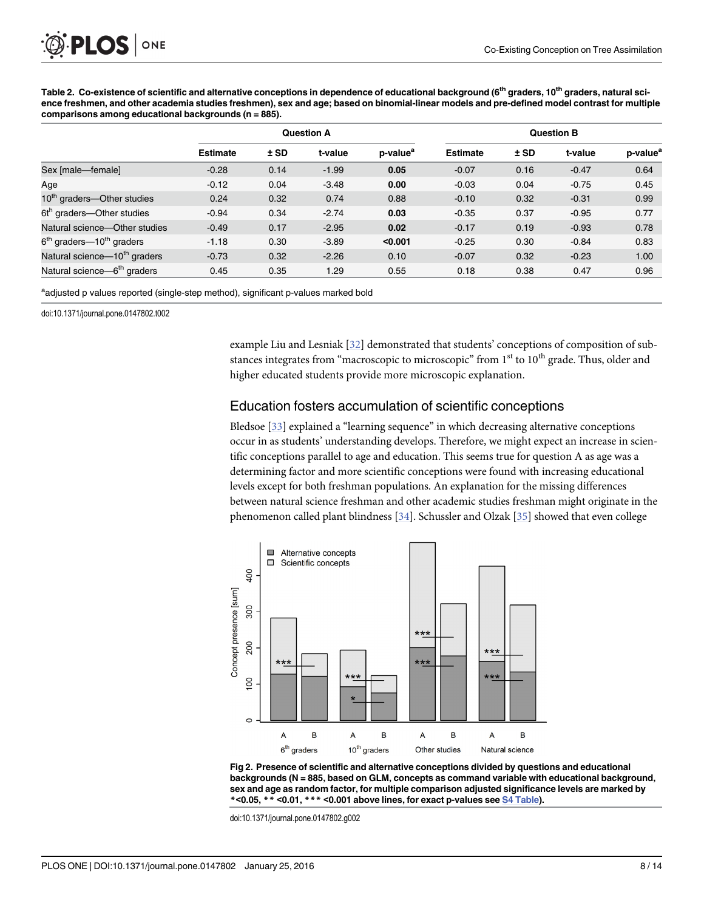**Table 2. Co-existence of scientific and alternative conceptions in dependence of educational background (6th graders, 10th graders, natural science freshmen, and other academia studies freshmen), sex and age; based on binomial-linear models and pre-defined model contrast for multiple comparisons among educational backgrounds (n = 885).**

| | Question A | | | | Question B | | | |
|---|---|---|---|---|---|---|---|---|
| | Estimate | ± SD | t-value | p-value[a] | Estimate | ± SD | t-value | p-value[a] |
| Sex [male—female] | -0.28 | 0.14 | -1.99 | **0.05** | -0.07 | 0.16 | -0.47 | 0.64 |
| Age | -0.12 | 0.04 | -3.48 | **0.00** | -0.03 | 0.04 | -0.75 | 0.45 |
| 10th graders—Other studies | 0.24 | 0.32 | 0.74 | 0.88 | -0.10 | 0.32 | -0.31 | 0.99 |
| 6th graders—Other studies | -0.94 | 0.34 | -2.74 | **0.03** | -0.35 | 0.37 | -0.95 | 0.77 |
| Natural science—Other studies | -0.49 | 0.17 | -2.95 | **0.02** | -0.17 | 0.19 | -0.93 | 0.78 |
| 6th graders—10th graders | -1.18 | 0.30 | -3.89 | **<0.001** | -0.25 | 0.30 | -0.84 | 0.83 |
| Natural science—10th graders | -0.73 | 0.32 | -2.26 | 0.10 | -0.07 | 0.32 | -0.23 | 1.00 |
| Natural science—6th graders | 0.45 | 0.35 | 1.29 | 0.55 | 0.18 | 0.38 | 0.47 | 0.96 |

[a]adjusted p values reported (single-step method), significant p-values marked bold

doi:10.1371/journal.pone.0147802.t002

example Liu and Lesniak [32] demonstrated that students' conceptions of composition of substances integrates from "macroscopic to microscopic" from 1st to 10th grade. Thus, older and higher educated students provide more microscopic explanation.

## Education fosters accumulation of scientific conceptions

Bledsoe [33] explained a "learning sequence" in which decreasing alternative conceptions occur in as students' understanding develops. Therefore, we might expect an increase in scientific conceptions parallel to age and education. This seems true for question A as age was a determining factor and more scientific conceptions were found with increasing educational levels except for both freshman populations. An explanation for the missing differences between natural science freshman and other academic studies freshman might originate in the phenomenon called plant blindness [34]. Schussler and Olzak [35] showed that even college

**Fig 2. Presence of scientific and alternative conceptions divided by questions and educational backgrounds (N = 885, based on GLM, concepts as command variable with educational background, sex and age as random factor, for multiple comparison adjusted significance levels are marked by *<0.05, ** <0.01, *** <0.001 above lines, for exact p-values see S4 Table).**

doi:10.1371/journal.pone.0147802.g002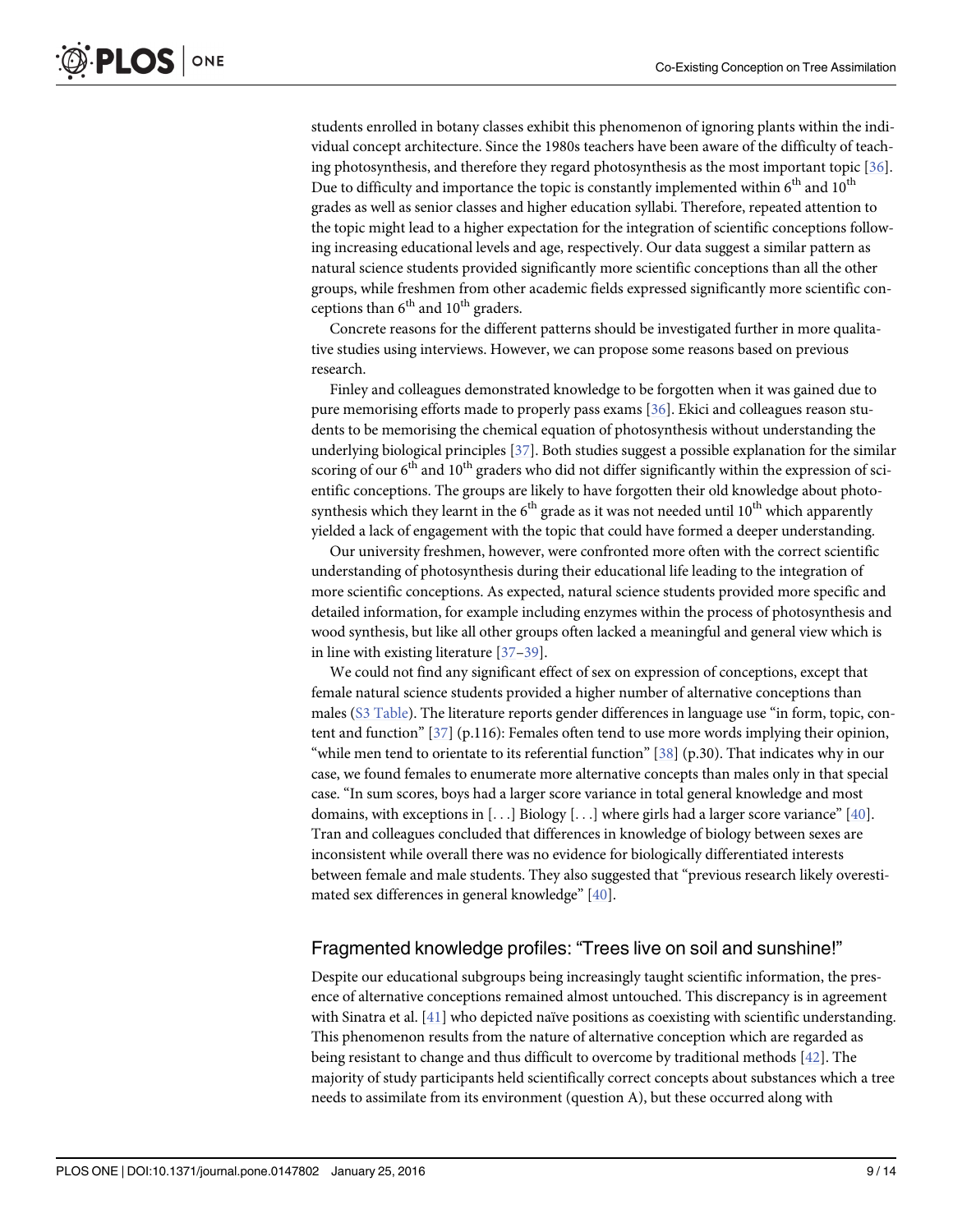students enrolled in botany classes exhibit this phenomenon of ignoring plants within the individual concept architecture. Since the 1980s teachers have been aware of the difficulty of teaching photosynthesis, and therefore they regard photosynthesis as the most important topic [36]. Due to difficulty and importance the topic is constantly implemented within 6th and 10th grades as well as senior classes and higher education syllabi. Therefore, repeated attention to the topic might lead to a higher expectation for the integration of scientific conceptions following increasing educational levels and age, respectively. Our data suggest a similar pattern as natural science students provided significantly more scientific conceptions than all the other groups, while freshmen from other academic fields expressed significantly more scientific conceptions than 6th and 10th graders.

Concrete reasons for the different patterns should be investigated further in more qualitative studies using interviews. However, we can propose some reasons based on previous research.

Finley and colleagues demonstrated knowledge to be forgotten when it was gained due to pure memorising efforts made to properly pass exams [36]. Ekici and colleagues reason students to be memorising the chemical equation of photosynthesis without understanding the underlying biological principles [37]. Both studies suggest a possible explanation for the similar scoring of our 6th and 10th graders who did not differ significantly within the expression of scientific conceptions. The groups are likely to have forgotten their old knowledge about photosynthesis which they learnt in the 6th grade as it was not needed until 10th which apparently yielded a lack of engagement with the topic that could have formed a deeper understanding.

Our university freshmen, however, were confronted more often with the correct scientific understanding of photosynthesis during their educational life leading to the integration of more scientific conceptions. As expected, natural science students provided more specific and detailed information, for example including enzymes within the process of photosynthesis and wood synthesis, but like all other groups often lacked a meaningful and general view which is in line with existing literature [37–39].

We could not find any significant effect of sex on expression of conceptions, except that female natural science students provided a higher number of alternative conceptions than males (S3 Table). The literature reports gender differences in language use "in form, topic, content and function" [37] (p.116): Females often tend to use more words implying their opinion, "while men tend to orientate to its referential function" [38] (p.30). That indicates why in our case, we found females to enumerate more alternative concepts than males only in that special case. "In sum scores, boys had a larger score variance in total general knowledge and most domains, with exceptions in [. . .] Biology [. . .] where girls had a larger score variance" [40]. Tran and colleagues concluded that differences in knowledge of biology between sexes are inconsistent while overall there was no evidence for biologically differentiated interests between female and male students. They also suggested that "previous research likely overestimated sex differences in general knowledge" [40].

## Fragmented knowledge profiles: "Trees live on soil and sunshine!"

Despite our educational subgroups being increasingly taught scientific information, the presence of alternative conceptions remained almost untouched. This discrepancy is in agreement with Sinatra et al. [41] who depicted naïve positions as coexisting with scientific understanding. This phenomenon results from the nature of alternative conception which are regarded as being resistant to change and thus difficult to overcome by traditional methods [42]. The majority of study participants held scientifically correct concepts about substances which a tree needs to assimilate from its environment (question A), but these occurred along with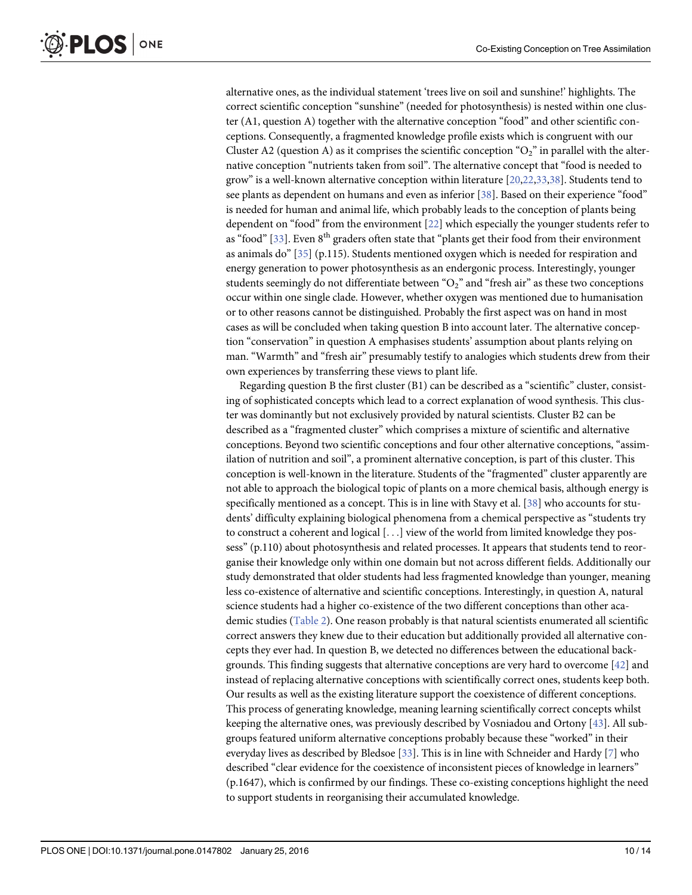alternative ones, as the individual statement 'trees live on soil and sunshine!' highlights. The correct scientific conception "sunshine" (needed for photosynthesis) is nested within one cluster (A1, question A) together with the alternative conception "food" and other scientific conceptions. Consequently, a fragmented knowledge profile exists which is congruent with our Cluster A2 (question A) as it comprises the scientific conception "$O_2$" in parallel with the alternative conception "nutrients taken from soil". The alternative concept that "food is needed to grow" is a well-known alternative conception within literature [20,22,33,38]. Students tend to see plants as dependent on humans and even as inferior [38]. Based on their experience "food" is needed for human and animal life, which probably leads to the conception of plants being dependent on "food" from the environment [22] which especially the younger students refer to as "food" [33]. Even 8th graders often state that "plants get their food from their environment as animals do" [35] (p.115). Students mentioned oxygen which is needed for respiration and energy generation to power photosynthesis as an endergonic process. Interestingly, younger students seemingly do not differentiate between "$O_2$" and "fresh air" as these two conceptions occur within one single clade. However, whether oxygen was mentioned due to humanisation or to other reasons cannot be distinguished. Probably the first aspect was on hand in most cases as will be concluded when taking question B into account later. The alternative conception "conservation" in question A emphasises students' assumption about plants relying on man. "Warmth" and "fresh air" presumably testify to analogies which students drew from their own experiences by transferring these views to plant life.

Regarding question B the first cluster (B1) can be described as a "scientific" cluster, consisting of sophisticated concepts which lead to a correct explanation of wood synthesis. This cluster was dominantly but not exclusively provided by natural scientists. Cluster B2 can be described as a "fragmented cluster" which comprises a mixture of scientific and alternative conceptions. Beyond two scientific conceptions and four other alternative conceptions, "assimilation of nutrition and soil", a prominent alternative conception, is part of this cluster. This conception is well-known in the literature. Students of the "fragmented" cluster apparently are not able to approach the biological topic of plants on a more chemical basis, although energy is specifically mentioned as a concept. This is in line with Stavy et al. [38] who accounts for students' difficulty explaining biological phenomena from a chemical perspective as "students try to construct a coherent and logical [. . .] view of the world from limited knowledge they possess" (p.110) about photosynthesis and related processes. It appears that students tend to reorganise their knowledge only within one domain but not across different fields. Additionally our study demonstrated that older students had less fragmented knowledge than younger, meaning less co-existence of alternative and scientific conceptions. Interestingly, in question A, natural science students had a higher co-existence of the two different conceptions than other academic studies (Table 2). One reason probably is that natural scientists enumerated all scientific correct answers they knew due to their education but additionally provided all alternative concepts they ever had. In question B, we detected no differences between the educational backgrounds. This finding suggests that alternative conceptions are very hard to overcome [42] and instead of replacing alternative conceptions with scientifically correct ones, students keep both. Our results as well as the existing literature support the coexistence of different conceptions. This process of generating knowledge, meaning learning scientifically correct concepts whilst keeping the alternative ones, was previously described by Vosniadou and Ortony [43]. All subgroups featured uniform alternative conceptions probably because these "worked" in their everyday lives as described by Bledsoe [33]. This is in line with Schneider and Hardy [7] who described "clear evidence for the coexistence of inconsistent pieces of knowledge in learners" (p.1647), which is confirmed by our findings. These co-existing conceptions highlight the need to support students in reorganising their accumulated knowledge.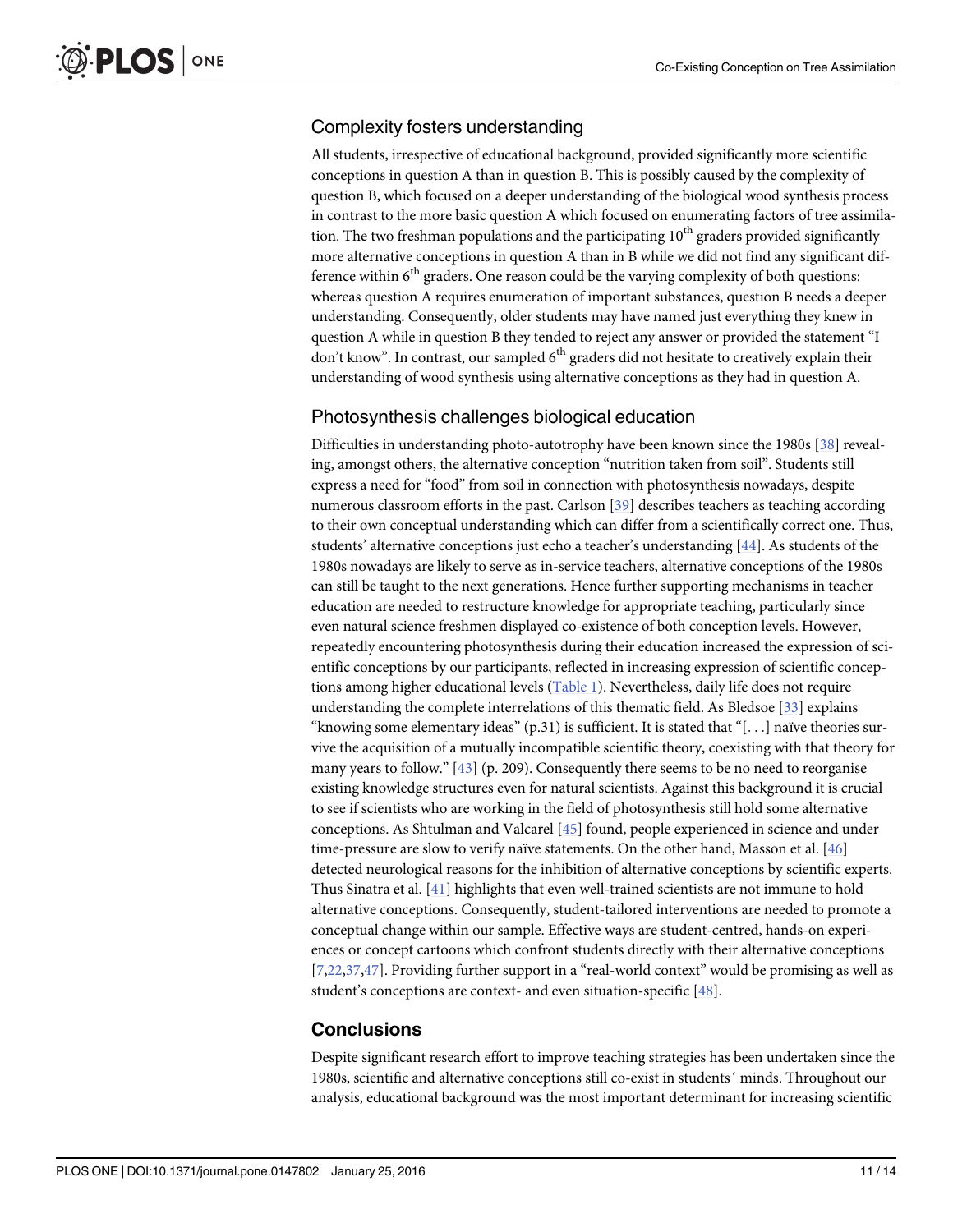## Complexity fosters understanding

All students, irrespective of educational background, provided significantly more scientific conceptions in question A than in question B. This is possibly caused by the complexity of question B, which focused on a deeper understanding of the biological wood synthesis process in contrast to the more basic question A which focused on enumerating factors of tree assimilation. The two freshman populations and the participating 10th graders provided significantly more alternative conceptions in question A than in B while we did not find any significant difference within 6th graders. One reason could be the varying complexity of both questions: whereas question A requires enumeration of important substances, question B needs a deeper understanding. Consequently, older students may have named just everything they knew in question A while in question B they tended to reject any answer or provided the statement "I don't know". In contrast, our sampled 6th graders did not hesitate to creatively explain their understanding of wood synthesis using alternative conceptions as they had in question A.

## Photosynthesis challenges biological education

Difficulties in understanding photo-autotrophy have been known since the 1980s [38] revealing, amongst others, the alternative conception "nutrition taken from soil". Students still express a need for "food" from soil in connection with photosynthesis nowadays, despite numerous classroom efforts in the past. Carlson [39] describes teachers as teaching according to their own conceptual understanding which can differ from a scientifically correct one. Thus, students' alternative conceptions just echo a teacher's understanding [44]. As students of the 1980s nowadays are likely to serve as in-service teachers, alternative conceptions of the 1980s can still be taught to the next generations. Hence further supporting mechanisms in teacher education are needed to restructure knowledge for appropriate teaching, particularly since even natural science freshmen displayed co-existence of both conception levels. However, repeatedly encountering photosynthesis during their education increased the expression of scientific conceptions by our participants, reflected in increasing expression of scientific conceptions among higher educational levels (Table 1). Nevertheless, daily life does not require understanding the complete interrelations of this thematic field. As Bledsoe [33] explains "knowing some elementary ideas" (p.31) is sufficient. It is stated that "[. . .] naïve theories survive the acquisition of a mutually incompatible scientific theory, coexisting with that theory for many years to follow." [43] (p. 209). Consequently there seems to be no need to reorganise existing knowledge structures even for natural scientists. Against this background it is crucial to see if scientists who are working in the field of photosynthesis still hold some alternative conceptions. As Shtulman and Valcarel [45] found, people experienced in science and under time-pressure are slow to verify naïve statements. On the other hand, Masson et al. [46] detected neurological reasons for the inhibition of alternative conceptions by scientific experts. Thus Sinatra et al. [41] highlights that even well-trained scientists are not immune to hold alternative conceptions. Consequently, student-tailored interventions are needed to promote a conceptual change within our sample. Effective ways are student-centred, hands-on experiences or concept cartoons which confront students directly with their alternative conceptions [7,22,37,47]. Providing further support in a "real-world context" would be promising as well as student's conceptions are context- and even situation-specific [48].

## Conclusions

Despite significant research effort to improve teaching strategies has been undertaken since the 1980s, scientific and alternative conceptions still co-exist in students´ minds. Throughout our analysis, educational background was the most important determinant for increasing scientific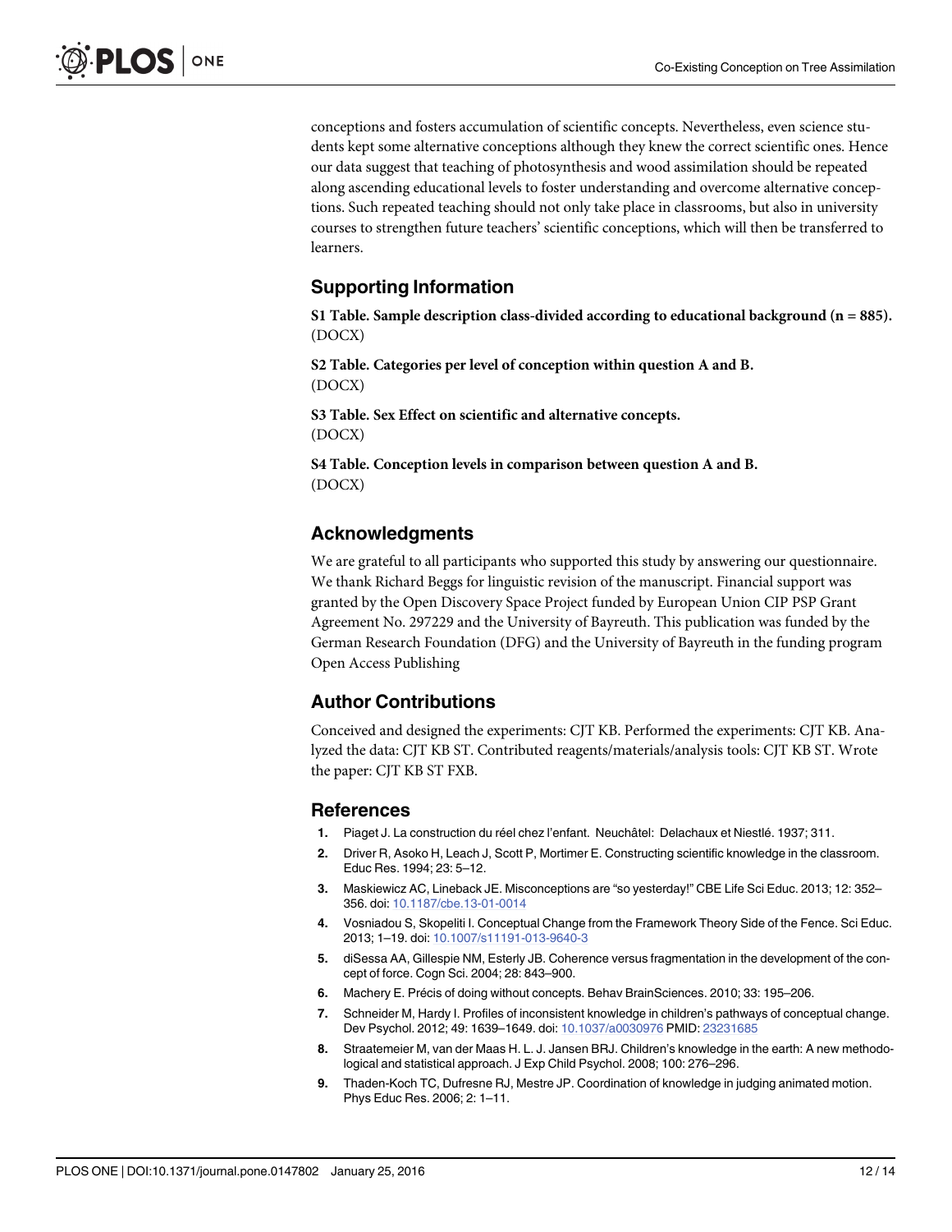conceptions and fosters accumulation of scientific concepts. Nevertheless, even science students kept some alternative conceptions although they knew the correct scientific ones. Hence our data suggest that teaching of photosynthesis and wood assimilation should be repeated along ascending educational levels to foster understanding and overcome alternative conceptions. Such repeated teaching should not only take place in classrooms, but also in university courses to strengthen future teachers' scientific conceptions, which will then be transferred to learners.

## Supporting Information

**S1 Table. Sample description class-divided according to educational background (n = 885).**
(DOCX)

**S2 Table. Categories per level of conception within question A and B.**
(DOCX)

**S3 Table. Sex Effect on scientific and alternative concepts.**
(DOCX)

**S4 Table. Conception levels in comparison between question A and B.**
(DOCX)

## Acknowledgments

We are grateful to all participants who supported this study by answering our questionnaire. We thank Richard Beggs for linguistic revision of the manuscript. Financial support was granted by the Open Discovery Space Project funded by European Union CIP PSP Grant Agreement No. 297229 and the University of Bayreuth. This publication was funded by the German Research Foundation (DFG) and the University of Bayreuth in the funding program Open Access Publishing

## Author Contributions

Conceived and designed the experiments: CJT KB. Performed the experiments: CJT KB. Analyzed the data: CJT KB ST. Contributed reagents/materials/analysis tools: CJT KB ST. Wrote the paper: CJT KB ST FXB.

## References

1. Piaget J. La construction du réel chez l'enfant. Neuchâtel: Delachaux et Niestlé. 1937; 311.
2. Driver R, Asoko H, Leach J, Scott P, Mortimer E. Constructing scientific knowledge in the classroom. Educ Res. 1994; 23: 5–12.
3. Maskiewicz AC, Lineback JE. Misconceptions are "so yesterday!" CBE Life Sci Educ. 2013; 12: 352–356. doi: 10.1187/cbe.13-01-0014
4. Vosniadou S, Skopeliti I. Conceptual Change from the Framework Theory Side of the Fence. Sci Educ. 2013; 1–19. doi: 10.1007/s11191-013-9640-3
5. diSessa AA, Gillespie NM, Esterly JB. Coherence versus fragmentation in the development of the concept of force. Cogn Sci. 2004; 28: 843–900.
6. Machery E. Précis of doing without concepts. Behav BrainSciences. 2010; 33: 195–206.
7. Schneider M, Hardy I. Profiles of inconsistent knowledge in children's pathways of conceptual change. Dev Psychol. 2012; 49: 1639–1649. doi: 10.1037/a0030976 PMID: 23231685
8. Straatemeier M, van der Maas H. L. J. Jansen BRJ. Children's knowledge in the earth: A new methodological and statistical approach. J Exp Child Psychol. 2008; 100: 276–296.
9. Thaden-Koch TC, Dufresne RJ, Mestre JP. Coordination of knowledge in judging animated motion. Phys Educ Res. 2006; 2: 1–11.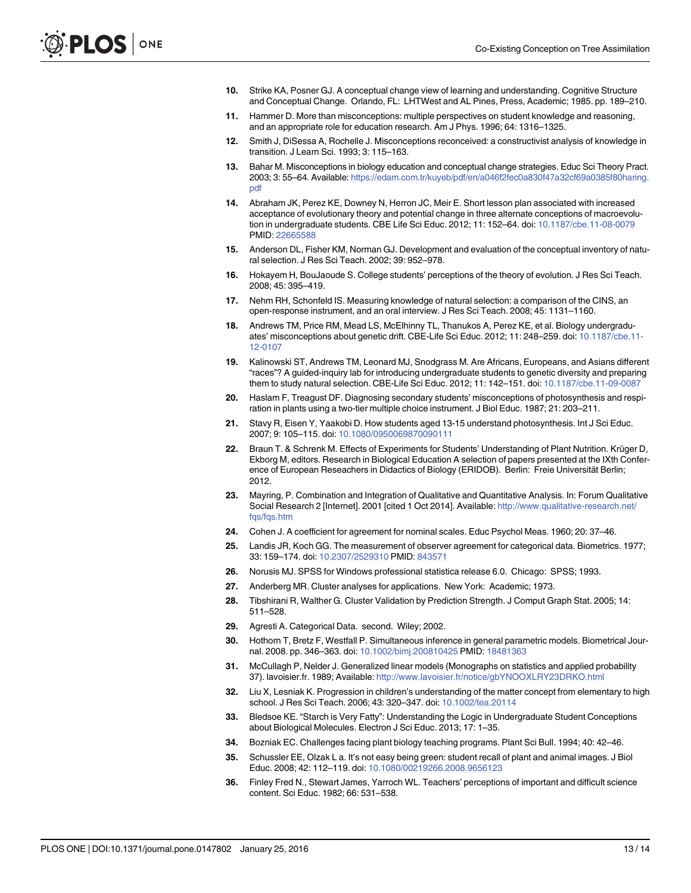10. Strike KA, Posner GJ. A conceptual change view of learning and understanding. Cognitive Structure and Conceptual Change. Orlando, FL: LHTWest and AL Pines, Press, Academic; 1985. pp. 189–210.
11. Hammer D. More than misconceptions: multiple perspectives on student knowledge and reasoning, and an appropriate role for education research. Am J Phys. 1996; 64: 1316–1325.
12. Smith J, DiSessa A, Rochelle J. Misconceptions reconceived: a constructivist analysis of knowledge in transition. J Learn Sci. 1993; 3: 115–163.
13. Bahar M. Misconceptions in biology education and conceptual change strategies. Educ Sci Theory Pract. 2003; 3: 55–64. Available: https://edam.com.tr/kuyeb/pdf/en/a046f2fec0a830f47a32cf69a0385f80haring.pdf
14. Abraham JK, Perez KE, Downey N, Herron JC, Meir E. Short lesson plan associated with increased acceptance of evolutionary theory and potential change in three alternate conceptions of macroevolution in undergraduate students. CBE Life Sci Educ. 2012; 11: 152–64. doi: 10.1187/cbe.11-08-0079 PMID: 22665588
15. Anderson DL, Fisher KM, Norman GJ. Development and evaluation of the conceptual inventory of natural selection. J Res Sci Teach. 2002; 39: 952–978.
16. Hokayem H, BouJaoude S. College students' perceptions of the theory of evolution. J Res Sci Teach. 2008; 45: 395–419.
17. Nehm RH, Schonfeld IS. Measuring knowledge of natural selection: a comparison of the CINS, an open-response instrument, and an oral interview. J Res Sci Teach. 2008; 45: 1131–1160.
18. Andrews TM, Price RM, Mead LS, McElhinny TL, Thanukos A, Perez KE, et al. Biology undergraduates' misconceptions about genetic drift. CBE-Life Sci Educ. 2012; 11: 248–259. doi: 10.1187/cbe.11-12-0107
19. Kalinowski ST, Andrews TM, Leonard MJ, Snodgrass M. Are Africans, Europeans, and Asians different "races"? A guided-inquiry lab for introducing undergraduate students to genetic diversity and preparing them to study natural selection. CBE-Life Sci Educ. 2012; 11: 142–151. doi: 10.1187/cbe.11-09-0087
20. Haslam F, Treagust DF. Diagnosing secondary students' misconceptions of photosynthesis and respiration in plants using a two-tier multiple choice instrument. J Biol Educ. 1987; 21: 203–211.
21. Stavy R, Eisen Y, Yaakobi D. How students aged 13-15 understand photosynthesis. Int J Sci Educ. 2007; 9: 105–115. doi: 10.1080/0950069870090111
22. Braun T. & Schrenk M. Effects of Experiments for Students' Understanding of Plant Nutrition. Krüger D, Ekborg M, editors. Research in Biological Education A selection of papers presented at the IXth Conference of European Reseachers in Didactics of Biology (ERIDOB). Berlin: Freie Universität Berlin; 2012.
23. Mayring, P. Combination and Integration of Qualitative and Quantitative Analysis. In: Forum Qualitative Social Research 2 [Internet]. 2001 [cited 1 Oct 2014]. Available: http://www.qualitative-research.net/fqs/fqs.htm
24. Cohen J. A coefficient for agreement for nominal scales. Educ Psychol Meas. 1960; 20: 37–46.
25. Landis JR, Koch GG. The measurement of observer agreement for categorical data. Biometrics. 1977; 33: 159–174. doi: 10.2307/2529310 PMID: 843571
26. Norusis MJ. SPSS for Windows professional statistica release 6.0. Chicago: SPSS; 1993.
27. Anderberg MR. Cluster analyses for applications. New York: Academic; 1973.
28. Tibshirani R, Walther G. Cluster Validation by Prediction Strength. J Comput Graph Stat. 2005; 14: 511–528.
29. Agresti A. Categorical Data. second. Wiley; 2002.
30. Hothorn T, Bretz F, Westfall P. Simultaneous inference in general parametric models. Biometrical Journal. 2008. pp. 346–363. doi: 10.1002/bimj.200810425 PMID: 18481363
31. McCullagh P, Nelder J. Generalized linear models (Monographs on statistics and applied probability 37). lavoisier.fr. 1989; Available: http://www.lavoisier.fr/notice/gbYNOOXLRY23DRKO.html
32. Liu X, Lesniak K. Progression in children's understanding of the matter concept from elementary to high school. J Res Sci Teach. 2006; 43: 320–347. doi: 10.1002/tea.20114
33. Bledsoe KE. "Starch is Very Fatty": Understanding the Logic in Undergraduate Student Conceptions about Biological Molecules. Electron J Sci Educ. 2013; 17: 1–35.
34. Bozniak EC. Challenges facing plant biology teaching programs. Plant Sci Bull. 1994; 40: 42–46.
35. Schussler EE, Olzak L a. It's not easy being green: student recall of plant and animal images. J Biol Educ. 2008; 42: 112–119. doi: 10.1080/00219266.2008.9656123
36. Finley Fred N., Stewart James, Yarroch WL. Teachers' perceptions of important and difficult science content. Sci Educ. 1982; 66: 531–538.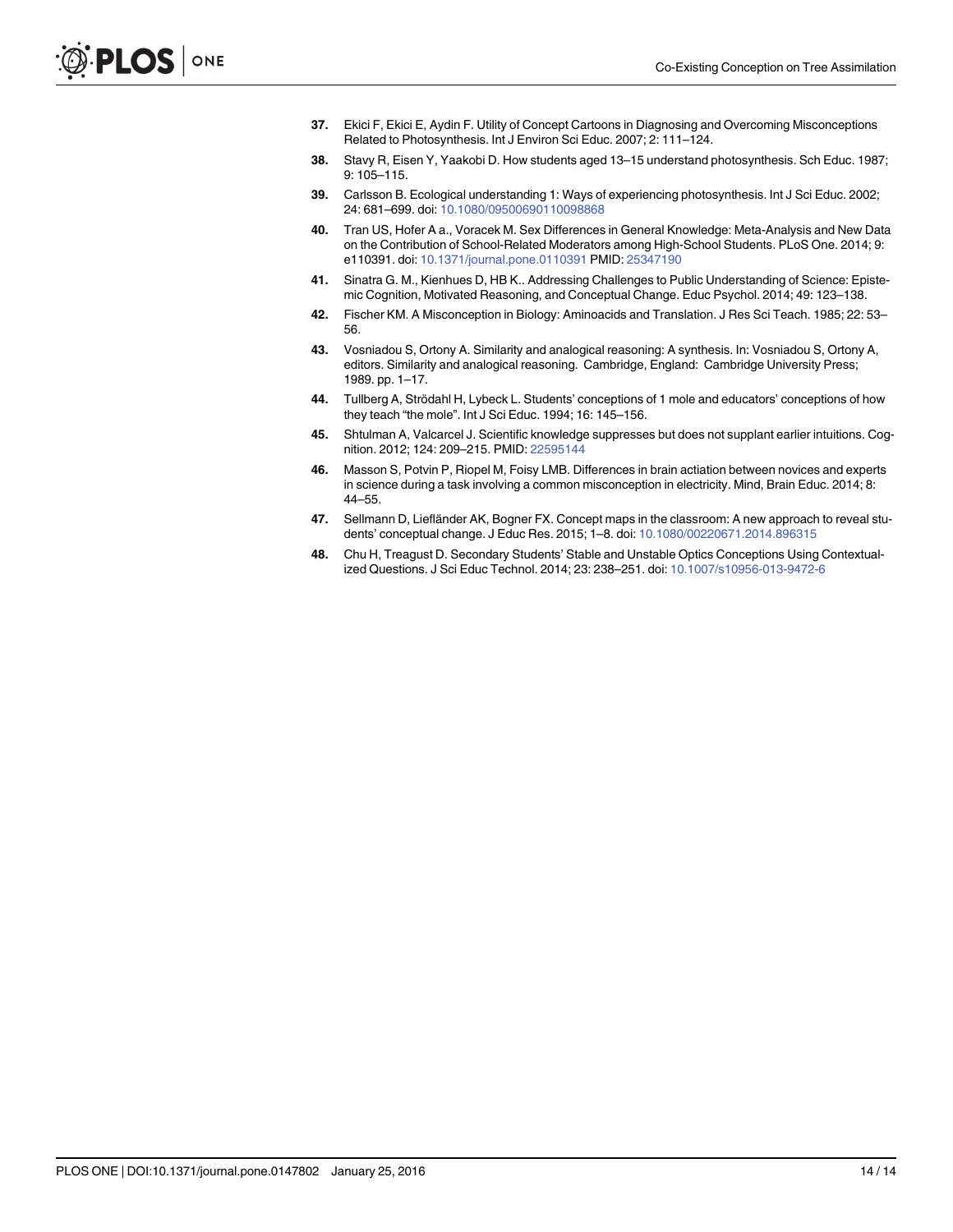37. Ekici F, Ekici E, Aydin F. Utility of Concept Cartoons in Diagnosing and Overcoming Misconceptions Related to Photosynthesis. Int J Environ Sci Educ. 2007; 2: 111–124.
38. Stavy R, Eisen Y, Yaakobi D. How students aged 13–15 understand photosynthesis. Sch Educ. 1987; 9: 105–115.
39. Carlsson B. Ecological understanding 1: Ways of experiencing photosynthesis. Int J Sci Educ. 2002; 24: 681–699. doi: 10.1080/09500690110098868
40. Tran US, Hofer A a., Voracek M. Sex Differences in General Knowledge: Meta-Analysis and New Data on the Contribution of School-Related Moderators among High-School Students. PLoS One. 2014; 9: e110391. doi: 10.1371/journal.pone.0110391 PMID: 25347190
41. Sinatra G. M., Kienhues D, HB K.. Addressing Challenges to Public Understanding of Science: Epistemic Cognition, Motivated Reasoning, and Conceptual Change. Educ Psychol. 2014; 49: 123–138.
42. Fischer KM. A Misconception in Biology: Aminoacids and Translation. J Res Sci Teach. 1985; 22: 53–56.
43. Vosniadou S, Ortony A. Similarity and analogical reasoning: A synthesis. In: Vosniadou S, Ortony A, editors. Similarity and analogical reasoning. Cambridge, England: Cambridge University Press; 1989. pp. 1–17.
44. Tullberg A, Strödahl H, Lybeck L. Students' conceptions of 1 mole and educators' conceptions of how they teach "the mole". Int J Sci Educ. 1994; 16: 145–156.
45. Shtulman A, Valcarcel J. Scientific knowledge suppresses but does not supplant earlier intuitions. Cognition. 2012; 124: 209–215. PMID: 22595144
46. Masson S, Potvin P, Riopel M, Foisy LMB. Differences in brain actiation between novices and experts in science during a task involving a common misconception in electricity. Mind, Brain Educ. 2014; 8: 44–55.
47. Sellmann D, Liefländer AK, Bogner FX. Concept maps in the classroom: A new approach to reveal students' conceptual change. J Educ Res. 2015; 1–8. doi: 10.1080/00220671.2014.896315
48. Chu H, Treagust D. Secondary Students' Stable and Unstable Optics Conceptions Using Contextualized Questions. J Sci Educ Technol. 2014; 23: 238–251. doi: 10.1007/s10956-013-9472-6